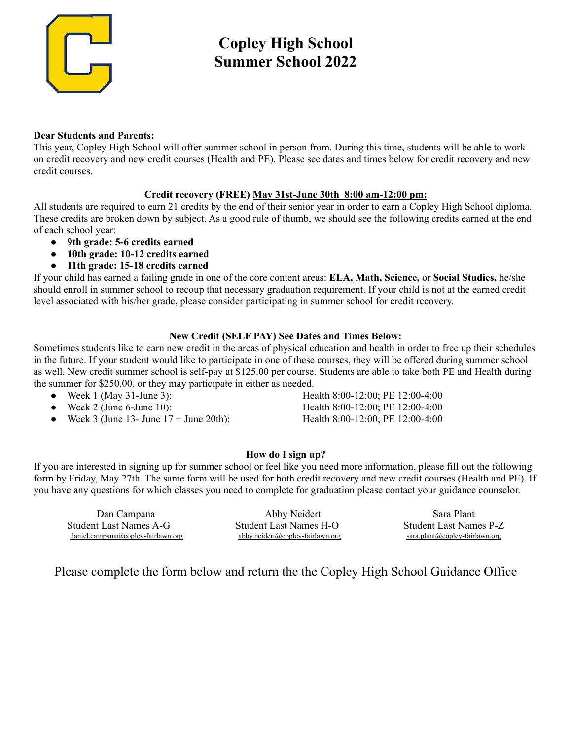# Copley High School
# Summer School 2022

**Dear Students and Parents:**

This year, Copley High School will offer summer school in person from. During this time, students will be able to work on credit recovery and new credit courses (Health and PE). Please see dates and times below for credit recovery and new credit courses.

### Credit recovery (FREE) <u>May 31st-June 30th 8:00 am-12:00 pm:</u>

All students are required to earn 21 credits by the end of their senior year in order to earn a Copley High School diploma. These credits are broken down by subject. As a good rule of thumb, we should see the following credits earned at the end of each school year:

- **9th grade: 5-6 credits earned**
- **10th grade: 10-12 credits earned**
- **11th grade: 15-18 credits earned**

If your child has earned a failing grade in one of the core content areas: **ELA, Math, Science,** or **Social Studies,** he/she should enroll in summer school to recoup that necessary graduation requirement. If your child is not at the earned credit level associated with his/her grade, please consider participating in summer school for credit recovery.

### New Credit (SELF PAY) See Dates and Times Below:

Sometimes students like to earn new credit in the areas of physical education and health in order to free up their schedules in the future. If your student would like to participate in one of these courses, they will be offered during summer school as well. New credit summer school is self-pay at $125.00 per course. Students are able to take both PE and Health during the summer for $250.00, or they may participate in either as needed.

- Week 1 (May 31-June 3): Health 8:00-12:00; PE 12:00-4:00
- Week 2 (June 6-June 10): Health 8:00-12:00; PE 12:00-4:00
- Week 3 (June 13- June 17 + June 20th): Health 8:00-12:00; PE 12:00-4:00

### How do I sign up?

If you are interested in signing up for summer school or feel like you need more information, please fill out the following form by Friday, May 27th. The same form will be used for both credit recovery and new credit courses (Health and PE). If you have any questions for which classes you need to complete for graduation please contact your guidance counselor.

| Dan Campana | Abby Neidert | Sara Plant |
|---|---|---|
| Student Last Names A-G | Student Last Names H-O | Student Last Names P-Z |
| daniel.campana@copley-fairlawn.org | abby.neidert@copley-fairlawn.org | sara.plant@copley-fairlawn.org |

Please complete the form below and return the the Copley High School Guidance Office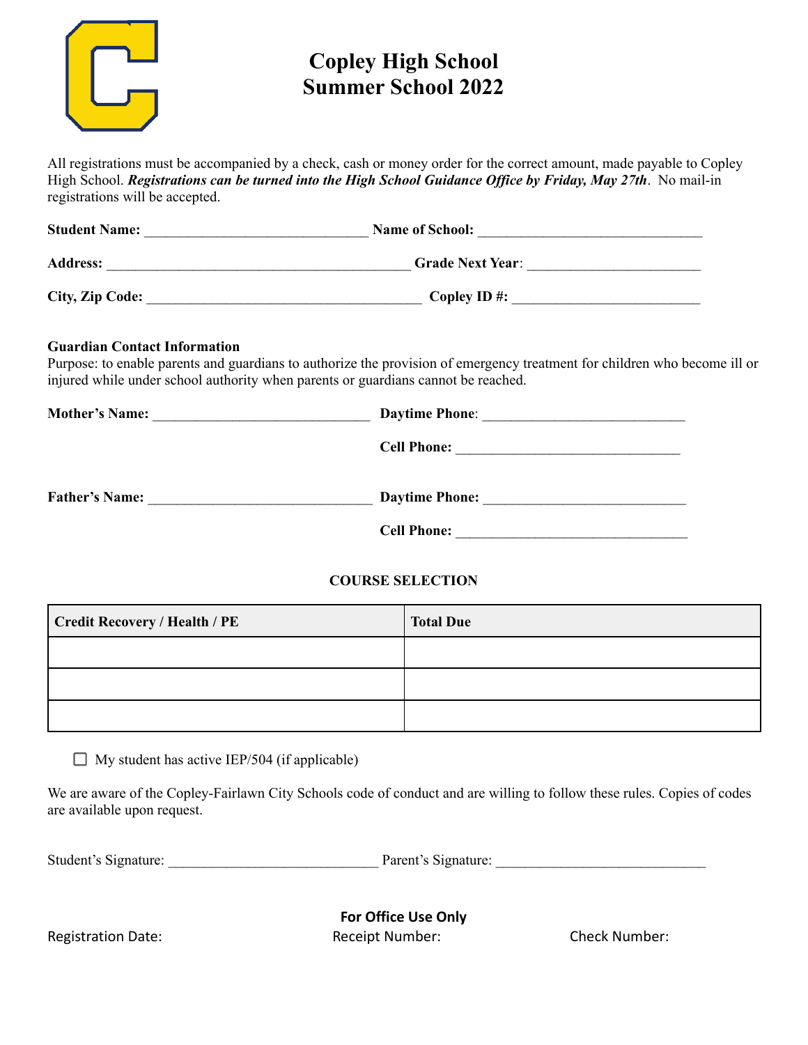# Copley High School
# Summer School 2022

All registrations must be accompanied by a check, cash or money order for the correct amount, made payable to Copley High School. ***Registrations can be turned into the High School Guidance Office by Friday, May 27th***. No mail-in registrations will be accepted.

**Student Name:** ______________________________ **Name of School:** ______________________________

**Address:** _________________________________________ **Grade Next Year**: ______________________

**City, Zip Code:** _____________________________________ **Copley ID #:** _________________________

**Guardian Contact Information**

Purpose: to enable parents and guardians to authorize the provision of emergency treatment for children who become ill or injured while under school authority when parents or guardians cannot be reached.

**Mother's Name:** _____________________________ **Daytime Phone**: ___________________________

**Cell Phone:** ______________________________

**Father's Name:** ______________________________ **Daytime Phone:** ___________________________

**Cell Phone:** _______________________________

**COURSE SELECTION**

| Credit Recovery / Health / PE | Total Due |
|---|---|
| | |
| | |
| | |

☐ My student has active IEP/504 (if applicable)

We are aware of the Copley-Fairlawn City Schools code of conduct and are willing to follow these rules. Copies of codes are available upon request.

Student's Signature: ____________________________ Parent's Signature: ____________________________

**For Office Use Only**

Registration Date: Receipt Number: Check Number: